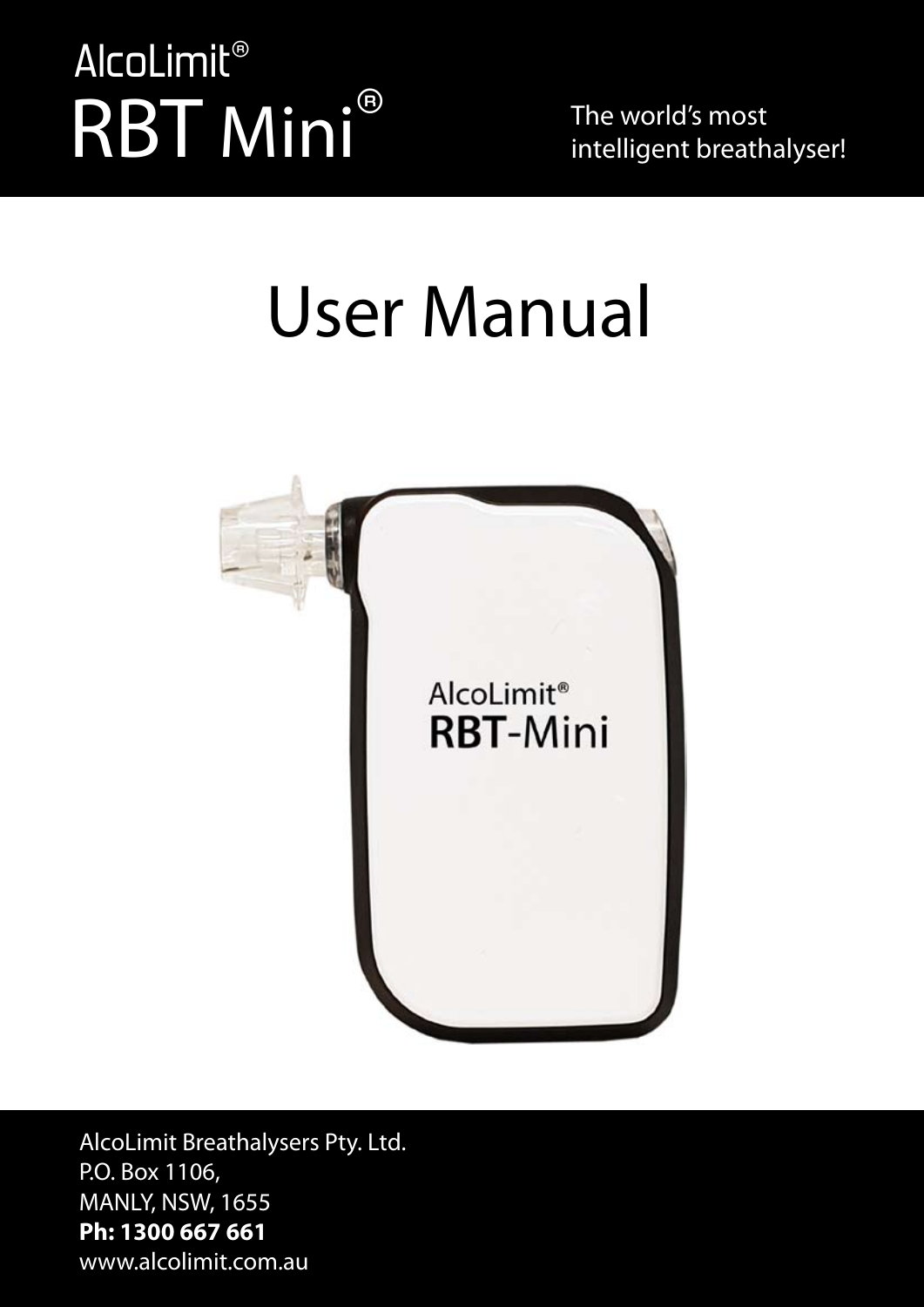AlcoLimit®

# RBT Mini®

The world's most intelligent breathalyser!

# User Manual

AlcoLimit Breathalysers Pty. Ltd.
P.O. Box 1106,
MANLY, NSW, 1655
**Ph: 1300 667 661**
www.alcolimit.com.au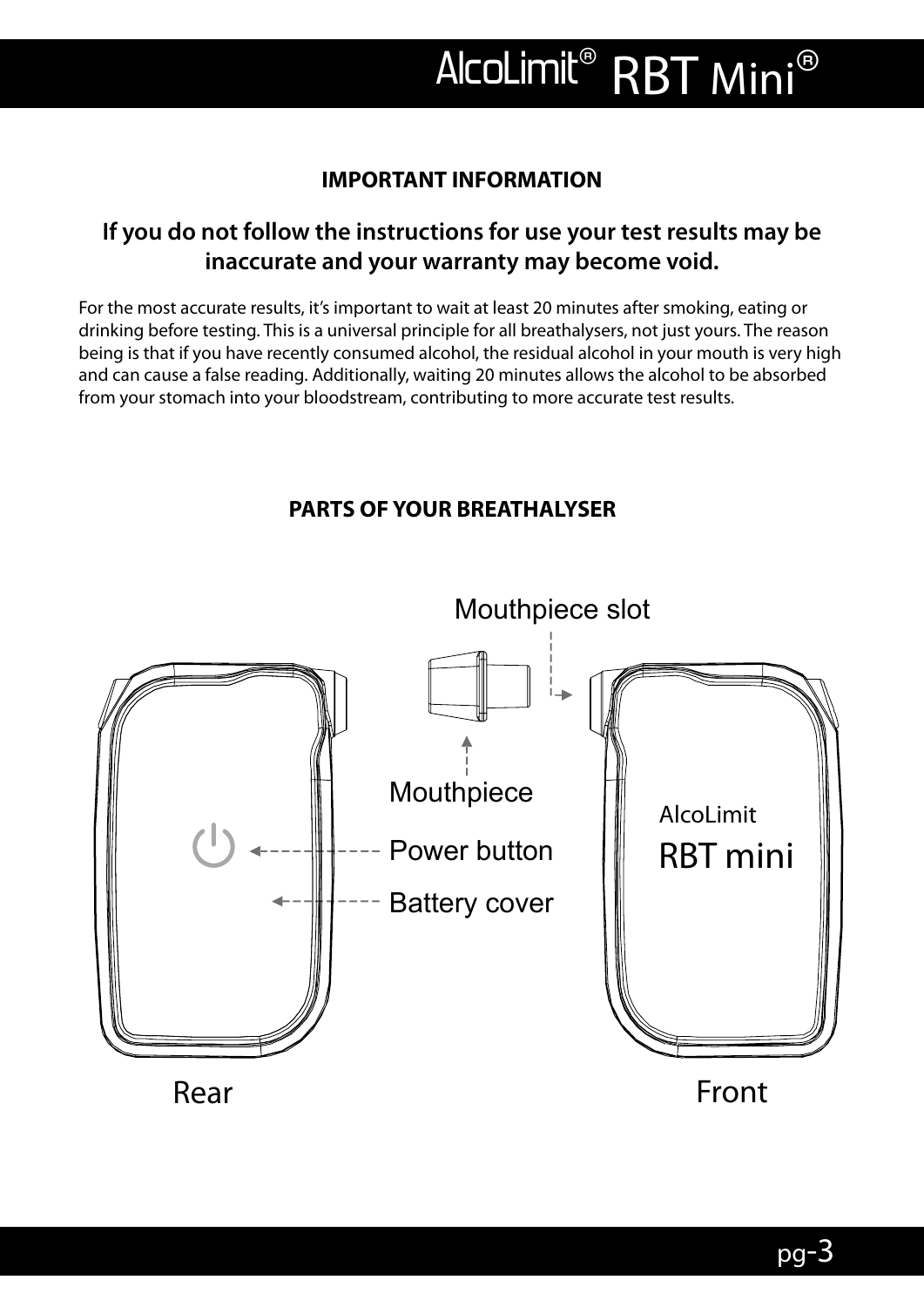## IMPORTANT INFORMATION

**If you do not follow the instructions for use your test results may be inaccurate and your warranty may become void.**

For the most accurate results, it's important to wait at least 20 minutes after smoking, eating or drinking before testing. This is a universal principle for all breathalysers, not just yours. The reason being is that if you have recently consumed alcohol, the residual alcohol in your mouth is very high and can cause a false reading. Additionally, waiting 20 minutes allows the alcohol to be absorbed from your stomach into your bloodstream, contributing to more accurate test results.

## PARTS OF YOUR BREATHALYSER

Mouthpiece slot

Mouthpiece

Power button

Battery cover

AlcoLimit RBT mini

Rear

Front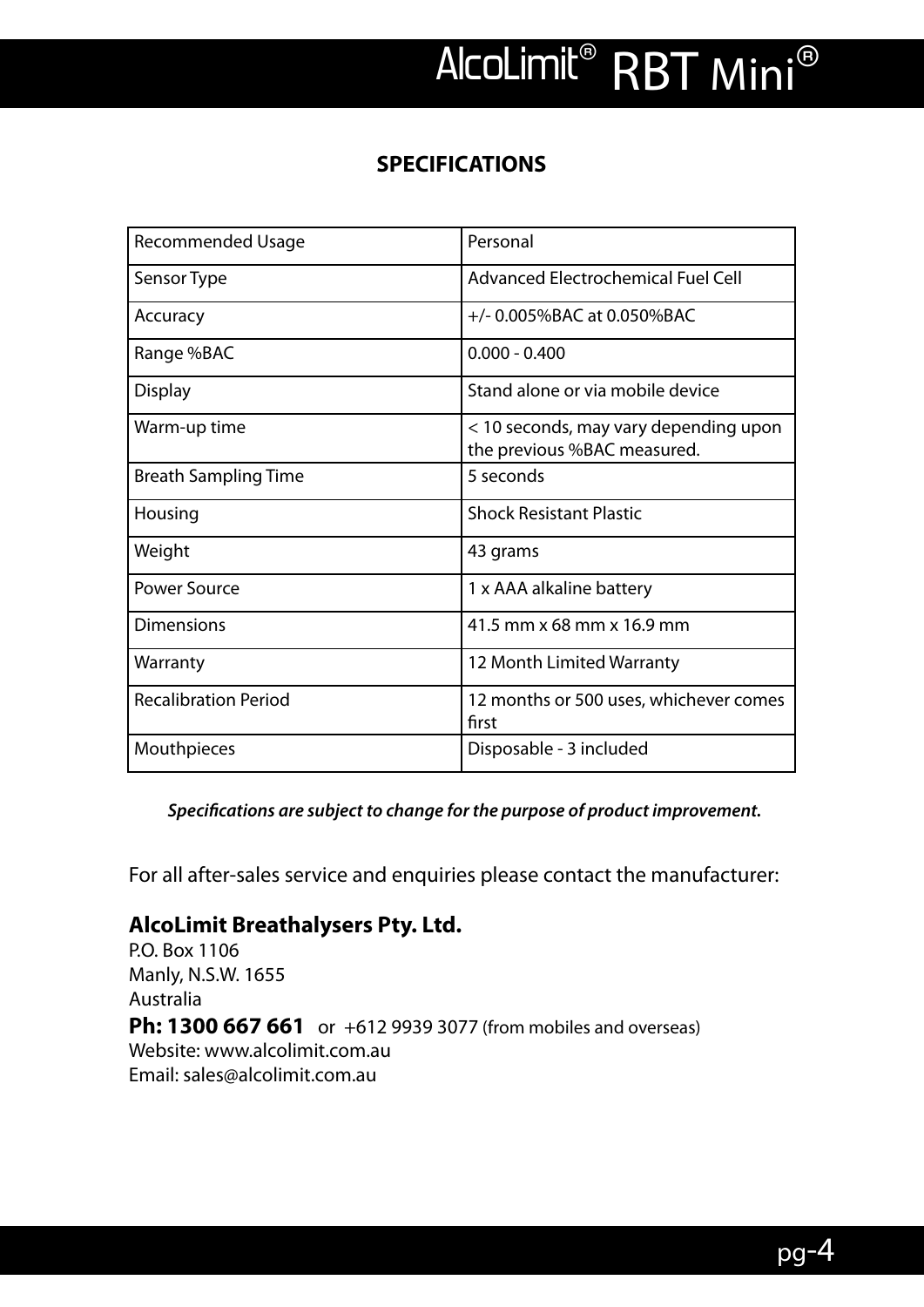## SPECIFICATIONS

| Recommended Usage | Personal |
|---|---|
| Sensor Type | Advanced Electrochemical Fuel Cell |
| Accuracy | +/- 0.005%BAC at 0.050%BAC |
| Range %BAC | 0.000 - 0.400 |
| Display | Stand alone or via mobile device |
| Warm-up time | < 10 seconds, may vary depending upon the previous %BAC measured. |
| Breath Sampling Time | 5 seconds |
| Housing | Shock Resistant Plastic |
| Weight | 43 grams |
| Power Source | 1 x AAA alkaline battery |
| Dimensions | 41.5 mm x 68 mm x 16.9 mm |
| Warranty | 12 Month Limited Warranty |
| Recalibration Period | 12 months or 500 uses, whichever comes first |
| Mouthpieces | Disposable - 3 included |

***Specifications are subject to change for the purpose of product improvement.***

For all after-sales service and enquiries please contact the manufacturer:

**AlcoLimit Breathalysers Pty. Ltd.**
P.O. Box 1106
Manly, N.S.W. 1655
Australia
**Ph: 1300 667 661** or +612 9939 3077 (from mobiles and overseas)
Website: www.alcolimit.com.au
Email: sales@alcolimit.com.au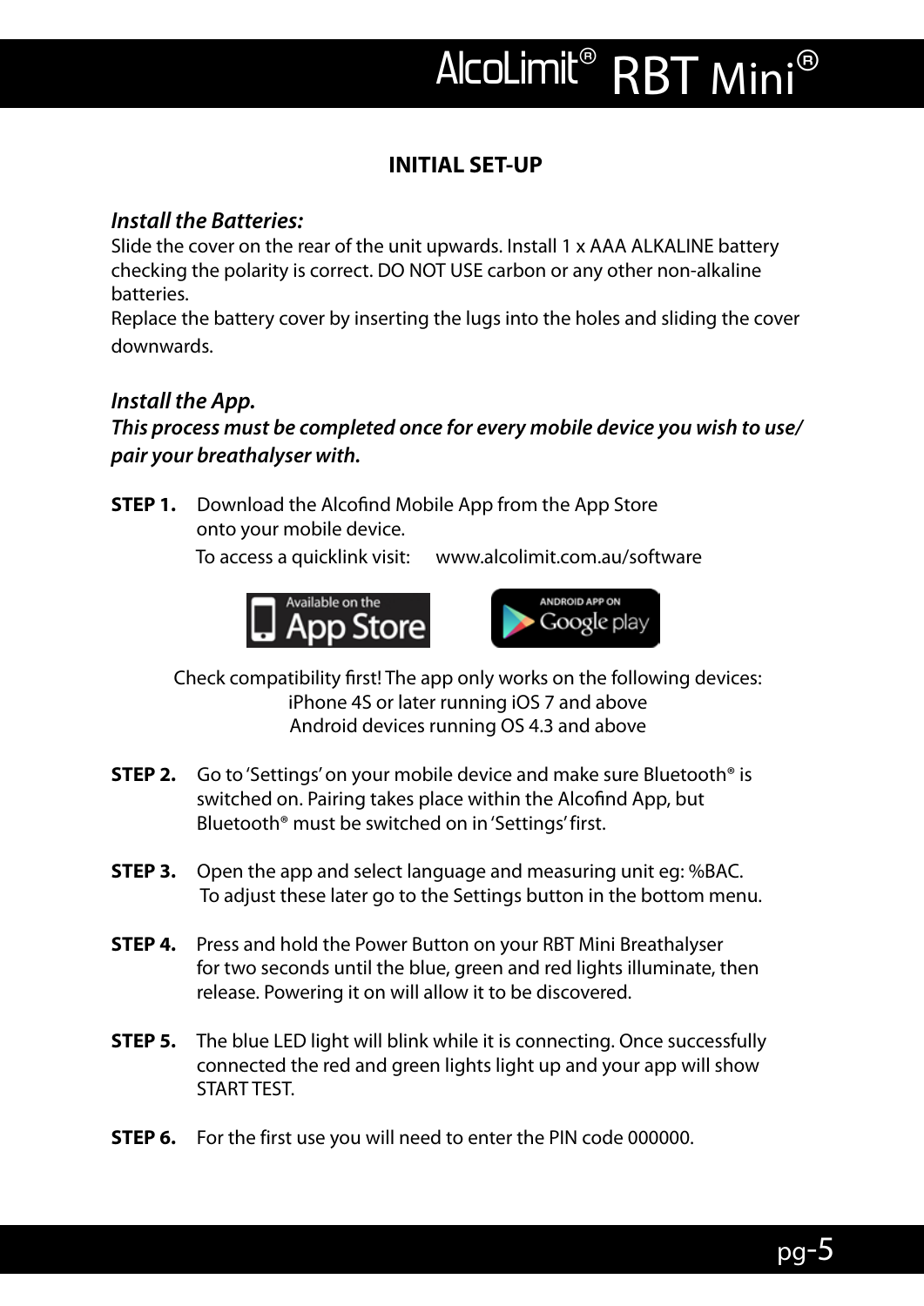## INITIAL SET-UP

### *Install the Batteries:*

Slide the cover on the rear of the unit upwards. Install 1 x AAA ALKALINE battery checking the polarity is correct. DO NOT USE carbon or any other non-alkaline batteries.
Replace the battery cover by inserting the lugs into the holes and sliding the cover downwards.

### *Install the App.*

***This process must be completed once for every mobile device you wish to use/ pair your breathalyser with.***

**STEP 1.** Download the Alcofind Mobile App from the App Store onto your mobile device.
To access a quicklink visit: www.alcolimit.com.au/software

Available on the App Store    ANDROID APP ON Google play

Check compatibility first! The app only works on the following devices:
iPhone 4S or later running iOS 7 and above
Android devices running OS 4.3 and above

**STEP 2.** Go to 'Settings' on your mobile device and make sure Bluetooth® is switched on. Pairing takes place within the Alcofind App, but Bluetooth® must be switched on in 'Settings' first.

**STEP 3.** Open the app and select language and measuring unit eg: %BAC. To adjust these later go to the Settings button in the bottom menu.

**STEP 4.** Press and hold the Power Button on your RBT Mini Breathalyser for two seconds until the blue, green and red lights illuminate, then release. Powering it on will allow it to be discovered.

**STEP 5.** The blue LED light will blink while it is connecting. Once successfully connected the red and green lights light up and your app will show START TEST.

**STEP 6.** For the first use you will need to enter the PIN code 000000.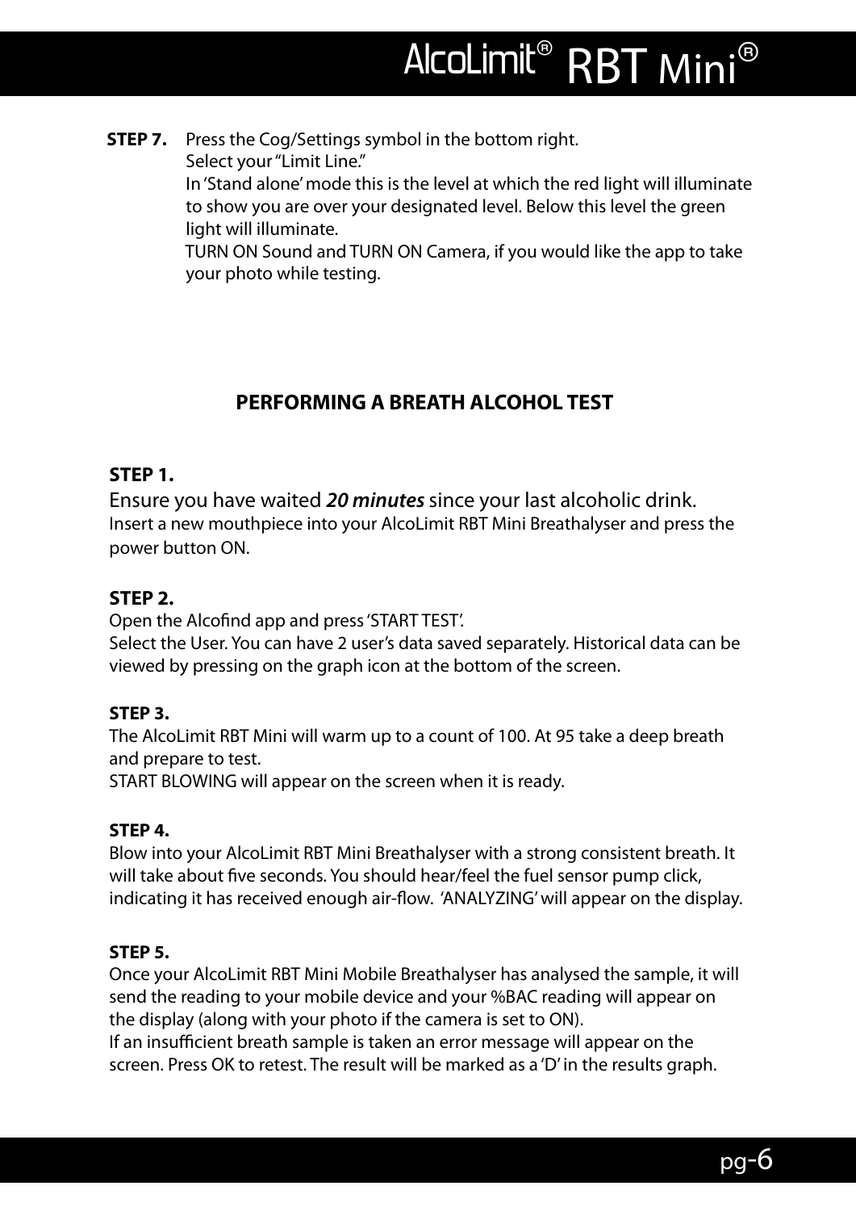**STEP 7.** Press the Cog/Settings symbol in the bottom right.
Select your "Limit Line."
In 'Stand alone' mode this is the level at which the red light will illuminate to show you are over your designated level. Below this level the green light will illuminate.
TURN ON Sound and TURN ON Camera, if you would like the app to take your photo while testing.

## PERFORMING A BREATH ALCOHOL TEST

**STEP 1.**

Ensure you have waited ***20 minutes*** since your last alcoholic drink.
Insert a new mouthpiece into your AlcoLimit RBT Mini Breathalyser and press the power button ON.

**STEP 2.**

Open the Alcofind app and press 'START TEST'.
Select the User. You can have 2 user's data saved separately. Historical data can be viewed by pressing on the graph icon at the bottom of the screen.

**STEP 3.**

The AlcoLimit RBT Mini will warm up to a count of 100. At 95 take a deep breath and prepare to test.
START BLOWING will appear on the screen when it is ready.

**STEP 4.**

Blow into your AlcoLimit RBT Mini Breathalyser with a strong consistent breath. It will take about five seconds. You should hear/feel the fuel sensor pump click, indicating it has received enough air-flow. 'ANALYZING' will appear on the display.

**STEP 5.**

Once your AlcoLimit RBT Mini Mobile Breathalyser has analysed the sample, it will send the reading to your mobile device and your %BAC reading will appear on the display (along with your photo if the camera is set to ON).
If an insufficient breath sample is taken an error message will appear on the screen. Press OK to retest. The result will be marked as a 'D' in the results graph.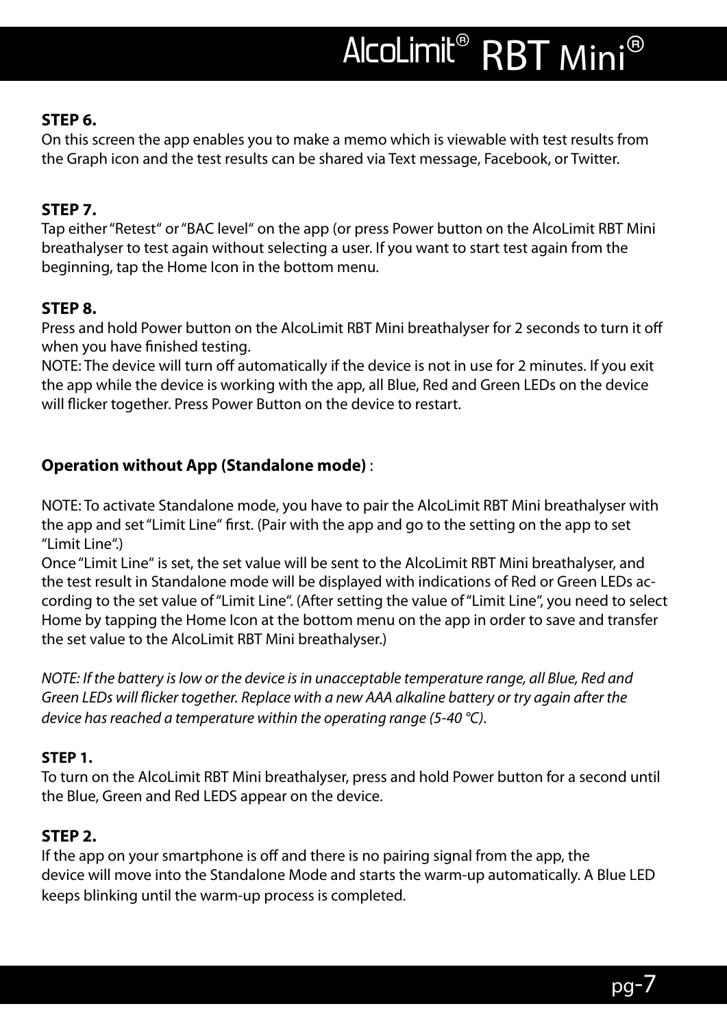**STEP 6.**
On this screen the app enables you to make a memo which is viewable with test results from the Graph icon and the test results can be shared via Text message, Facebook, or Twitter.

**STEP 7.**
Tap either "Retest" or "BAC level" on the app (or press Power button on the AlcoLimit RBT Mini breathalyser to test again without selecting a user. If you want to start test again from the beginning, tap the Home Icon in the bottom menu.

**STEP 8.**
Press and hold Power button on the AlcoLimit RBT Mini breathalyser for 2 seconds to turn it off when you have finished testing.
NOTE: The device will turn off automatically if the device is not in use for 2 minutes. If you exit the app while the device is working with the app, all Blue, Red and Green LEDs on the device will flicker together. Press Power Button on the device to restart.

**Operation without App (Standalone mode)** :

NOTE: To activate Standalone mode, you have to pair the AlcoLimit RBT Mini breathalyser with the app and set "Limit Line" first. (Pair with the app and go to the setting on the app to set "Limit Line".)
Once "Limit Line" is set, the set value will be sent to the AlcoLimit RBT Mini breathalyser, and the test result in Standalone mode will be displayed with indications of Red or Green LEDs according to the set value of "Limit Line". (After setting the value of "Limit Line", you need to select Home by tapping the Home Icon at the bottom menu on the app in order to save and transfer the set value to the AlcoLimit RBT Mini breathalyser.)

*NOTE: If the battery is low or the device is in unacceptable temperature range, all Blue, Red and Green LEDs will flicker together. Replace with a new AAA alkaline battery or try again after the device has reached a temperature within the operating range (5-40 ℃).*

**STEP 1.**
To turn on the AlcoLimit RBT Mini breathalyser, press and hold Power button for a second until the Blue, Green and Red LEDS appear on the device.

**STEP 2.**
If the app on your smartphone is off and there is no pairing signal from the app, the device will move into the Standalone Mode and starts the warm-up automatically. A Blue LED keeps blinking until the warm-up process is completed.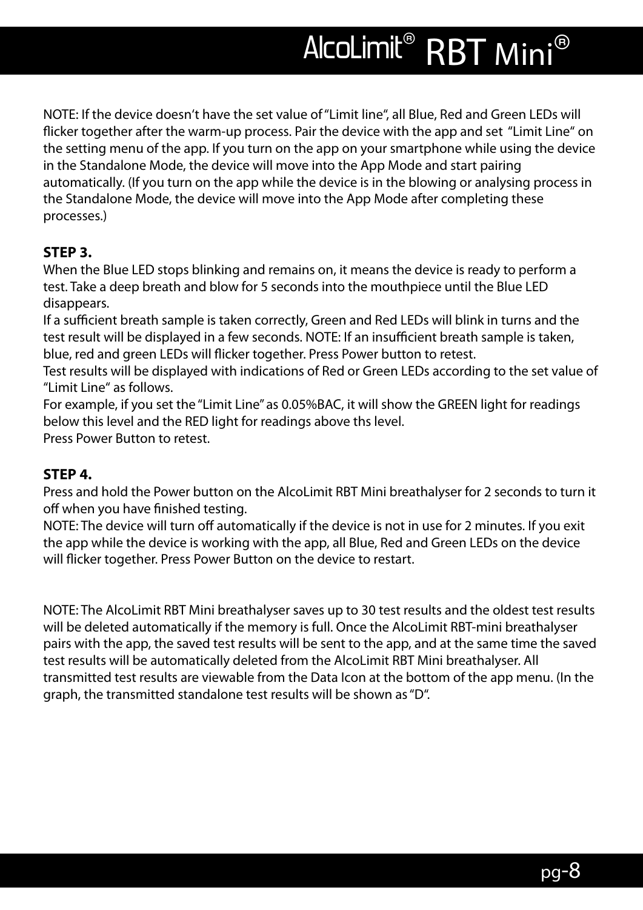NOTE: If the device doesn't have the set value of "Limit line", all Blue, Red and Green LEDs will flicker together after the warm-up process. Pair the device with the app and set "Limit Line" on the setting menu of the app. If you turn on the app on your smartphone while using the device in the Standalone Mode, the device will move into the App Mode and start pairing automatically. (If you turn on the app while the device is in the blowing or analysing process in the Standalone Mode, the device will move into the App Mode after completing these processes.)

**STEP 3.**

When the Blue LED stops blinking and remains on, it means the device is ready to perform a test. Take a deep breath and blow for 5 seconds into the mouthpiece until the Blue LED disappears.

If a sufficient breath sample is taken correctly, Green and Red LEDs will blink in turns and the test result will be displayed in a few seconds. NOTE: If an insufficient breath sample is taken, blue, red and green LEDs will flicker together. Press Power button to retest.

Test results will be displayed with indications of Red or Green LEDs according to the set value of "Limit Line" as follows.

For example, if you set the "Limit Line" as 0.05%BAC, it will show the GREEN light for readings below this level and the RED light for readings above ths level.

Press Power Button to retest.

**STEP 4.**

Press and hold the Power button on the AlcoLimit RBT Mini breathalyser for 2 seconds to turn it off when you have finished testing.

NOTE: The device will turn off automatically if the device is not in use for 2 minutes. If you exit the app while the device is working with the app, all Blue, Red and Green LEDs on the device will flicker together. Press Power Button on the device to restart.

NOTE: The AlcoLimit RBT Mini breathalyser saves up to 30 test results and the oldest test results will be deleted automatically if the memory is full. Once the AlcoLimit RBT-mini breathalyser pairs with the app, the saved test results will be sent to the app, and at the same time the saved test results will be automatically deleted from the AlcoLimit RBT Mini breathalyser. All transmitted test results are viewable from the Data Icon at the bottom of the app menu. (In the graph, the transmitted standalone test results will be shown as "D".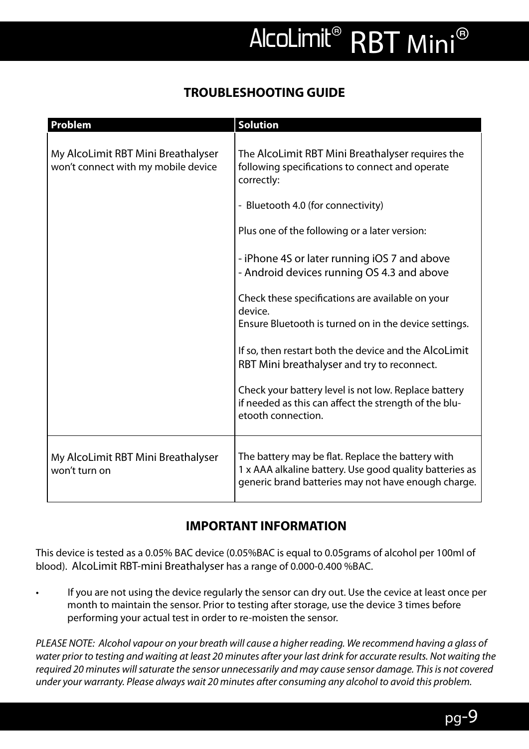## TROUBLESHOOTING GUIDE

| Problem | Solution |
|---|---|
| My AlcoLimit RBT Mini Breathalyser won't connect with my mobile device | The AlcoLimit RBT Mini Breathalyser requires the following specifications to connect and operate correctly:<br><br>- Bluetooth 4.0 (for connectivity)<br><br>Plus one of the following or a later version:<br><br>- iPhone 4S or later running iOS 7 and above<br>- Android devices running OS 4.3 and above<br><br>Check these specifications are available on your device.<br>Ensure Bluetooth is turned on in the device settings.<br><br>If so, then restart both the device and the AlcoLimit RBT Mini breathalyser and try to reconnect.<br><br>Check your battery level is not low. Replace battery if needed as this can affect the strength of the bluetooth connection. |
| My AlcoLimit RBT Mini Breathalyser won't turn on | The battery may be flat. Replace the battery with 1 x AAA alkaline battery. Use good quality batteries as generic brand batteries may not have enough charge. |

## IMPORTANT INFORMATION

This device is tested as a 0.05% BAC device (0.05%BAC is equal to 0.05grams of alcohol per 100ml of blood). AlcoLimit RBT-mini Breathalyser has a range of 0.000-0.400 %BAC.

- If you are not using the device regularly the sensor can dry out. Use the cevice at least once per month to maintain the sensor. Prior to testing after storage, use the device 3 times before performing your actual test in order to re-moisten the sensor.

*PLEASE NOTE: Alcohol vapour on your breath will cause a higher reading. We recommend having a glass of water prior to testing and waiting at least 20 minutes after your last drink for accurate results. Not waiting the required 20 minutes will saturate the sensor unnecessarily and may cause sensor damage. This is not covered under your warranty. Please always wait 20 minutes after consuming any alcohol to avoid this problem.*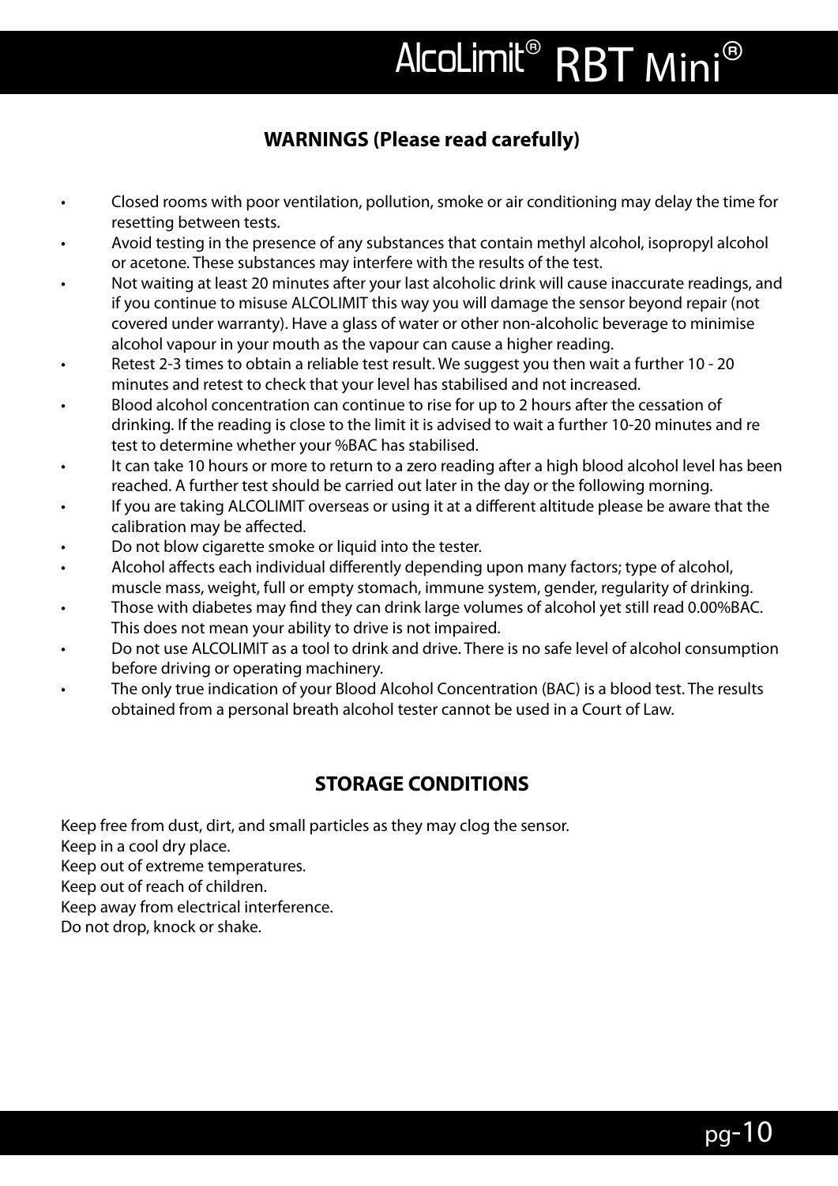## WARNINGS (Please read carefully)

- Closed rooms with poor ventilation, pollution, smoke or air conditioning may delay the time for resetting between tests.
- Avoid testing in the presence of any substances that contain methyl alcohol, isopropyl alcohol or acetone. These substances may interfere with the results of the test.
- Not waiting at least 20 minutes after your last alcoholic drink will cause inaccurate readings, and if you continue to misuse ALCOLIMIT this way you will damage the sensor beyond repair (not covered under warranty). Have a glass of water or other non-alcoholic beverage to minimise alcohol vapour in your mouth as the vapour can cause a higher reading.
- Retest 2-3 times to obtain a reliable test result. We suggest you then wait a further 10 - 20 minutes and retest to check that your level has stabilised and not increased.
- Blood alcohol concentration can continue to rise for up to 2 hours after the cessation of drinking. If the reading is close to the limit it is advised to wait a further 10-20 minutes and re test to determine whether your %BAC has stabilised.
- It can take 10 hours or more to return to a zero reading after a high blood alcohol level has been reached. A further test should be carried out later in the day or the following morning.
- If you are taking ALCOLIMIT overseas or using it at a different altitude please be aware that the calibration may be affected.
- Do not blow cigarette smoke or liquid into the tester.
- Alcohol affects each individual differently depending upon many factors; type of alcohol, muscle mass, weight, full or empty stomach, immune system, gender, regularity of drinking.
- Those with diabetes may find they can drink large volumes of alcohol yet still read 0.00%BAC. This does not mean your ability to drive is not impaired.
- Do not use ALCOLIMIT as a tool to drink and drive. There is no safe level of alcohol consumption before driving or operating machinery.
- The only true indication of your Blood Alcohol Concentration (BAC) is a blood test. The results obtained from a personal breath alcohol tester cannot be used in a Court of Law.

## STORAGE CONDITIONS

Keep free from dust, dirt, and small particles as they may clog the sensor.
Keep in a cool dry place.
Keep out of extreme temperatures.
Keep out of reach of children.
Keep away from electrical interference.
Do not drop, knock or shake.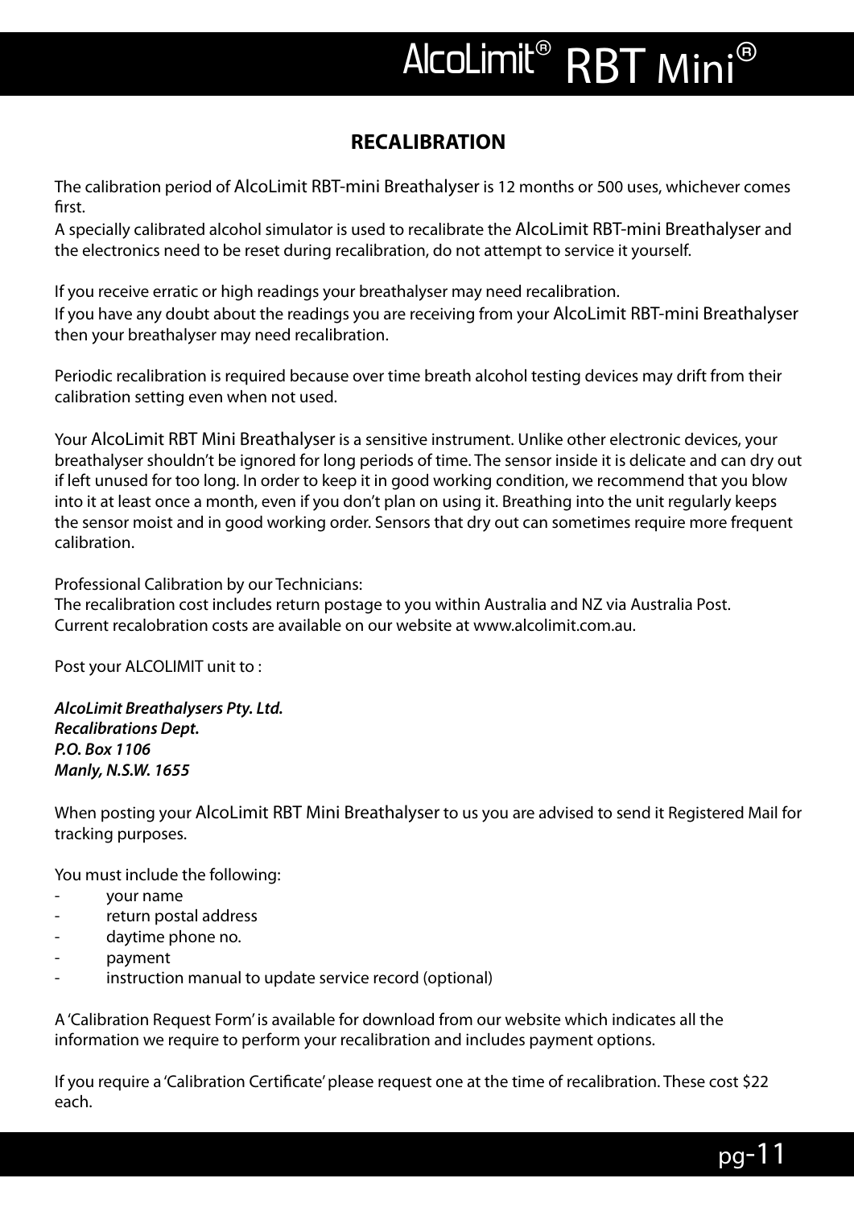## RECALIBRATION

The calibration period of AlcoLimit RBT-mini Breathalyser is 12 months or 500 uses, whichever comes first.
A specially calibrated alcohol simulator is used to recalibrate the AlcoLimit RBT-mini Breathalyser and the electronics need to be reset during recalibration, do not attempt to service it yourself.

If you receive erratic or high readings your breathalyser may need recalibration.
If you have any doubt about the readings you are receiving from your AlcoLimit RBT-mini Breathalyser then your breathalyser may need recalibration.

Periodic recalibration is required because over time breath alcohol testing devices may drift from their calibration setting even when not used.

Your AlcoLimit RBT Mini Breathalyser is a sensitive instrument. Unlike other electronic devices, your breathalyser shouldn't be ignored for long periods of time. The sensor inside it is delicate and can dry out if left unused for too long. In order to keep it in good working condition, we recommend that you blow into it at least once a month, even if you don't plan on using it. Breathing into the unit regularly keeps the sensor moist and in good working order. Sensors that dry out can sometimes require more frequent calibration.

Professional Calibration by our Technicians:
The recalibration cost includes return postage to you within Australia and NZ via Australia Post.
Current recalobration costs are available on our website at www.alcolimit.com.au.

Post your ALCOLIMIT unit to :

***AlcoLimit Breathalysers Pty. Ltd.***
***Recalibrations Dept.***
***P.O. Box 1106***
***Manly, N.S.W. 1655***

When posting your AlcoLimit RBT Mini Breathalyser to us you are advised to send it Registered Mail for tracking purposes.

You must include the following:

- your name
- return postal address
- daytime phone no.
- payment
- instruction manual to update service record (optional)

A 'Calibration Request Form' is available for download from our website which indicates all the information we require to perform your recalibration and includes payment options.

If you require a 'Calibration Certificate' please request one at the time of recalibration. These cost $22 each.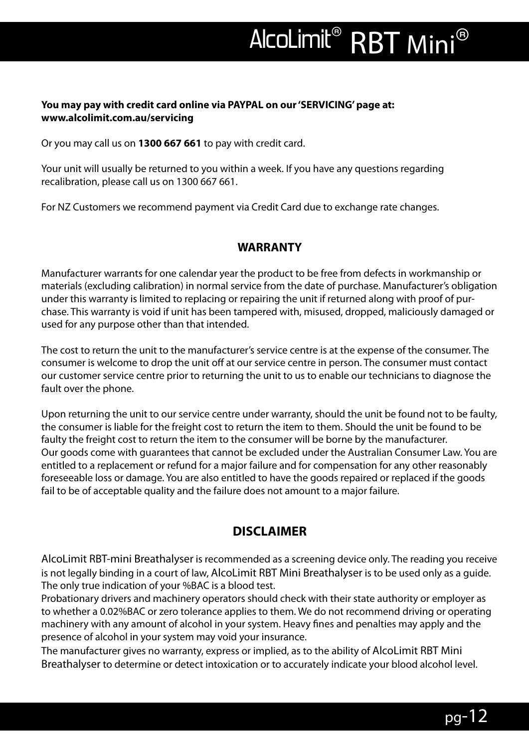**You may pay with credit card online via PAYPAL on our 'SERVICING' page at: www.alcolimit.com.au/servicing**

Or you may call us on **1300 667 661** to pay with credit card.

Your unit will usually be returned to you within a week. If you have any questions regarding recalibration, please call us on 1300 667 661.

For NZ Customers we recommend payment via Credit Card due to exchange rate changes.

## WARRANTY

Manufacturer warrants for one calendar year the product to be free from defects in workmanship or materials (excluding calibration) in normal service from the date of purchase. Manufacturer's obligation under this warranty is limited to replacing or repairing the unit if returned along with proof of purchase. This warranty is void if unit has been tampered with, misused, dropped, maliciously damaged or used for any purpose other than that intended.

The cost to return the unit to the manufacturer's service centre is at the expense of the consumer. The consumer is welcome to drop the unit off at our service centre in person. The consumer must contact our customer service centre prior to returning the unit to us to enable our technicians to diagnose the fault over the phone.

Upon returning the unit to our service centre under warranty, should the unit be found not to be faulty, the consumer is liable for the freight cost to return the item to them. Should the unit be found to be faulty the freight cost to return the item to the consumer will be borne by the manufacturer.
Our goods come with guarantees that cannot be excluded under the Australian Consumer Law. You are entitled to a replacement or refund for a major failure and for compensation for any other reasonably foreseeable loss or damage. You are also entitled to have the goods repaired or replaced if the goods fail to be of acceptable quality and the failure does not amount to a major failure.

## DISCLAIMER

AlcoLimit RBT-mini Breathalyser is recommended as a screening device only. The reading you receive is not legally binding in a court of law, AlcoLimit RBT Mini Breathalyser is to be used only as a guide. The only true indication of your %BAC is a blood test.
Probationary drivers and machinery operators should check with their state authority or employer as to whether a 0.02%BAC or zero tolerance applies to them. We do not recommend driving or operating machinery with any amount of alcohol in your system. Heavy fines and penalties may apply and the presence of alcohol in your system may void your insurance.
The manufacturer gives no warranty, express or implied, as to the ability of AlcoLimit RBT Mini Breathalyser to determine or detect intoxication or to accurately indicate your blood alcohol level.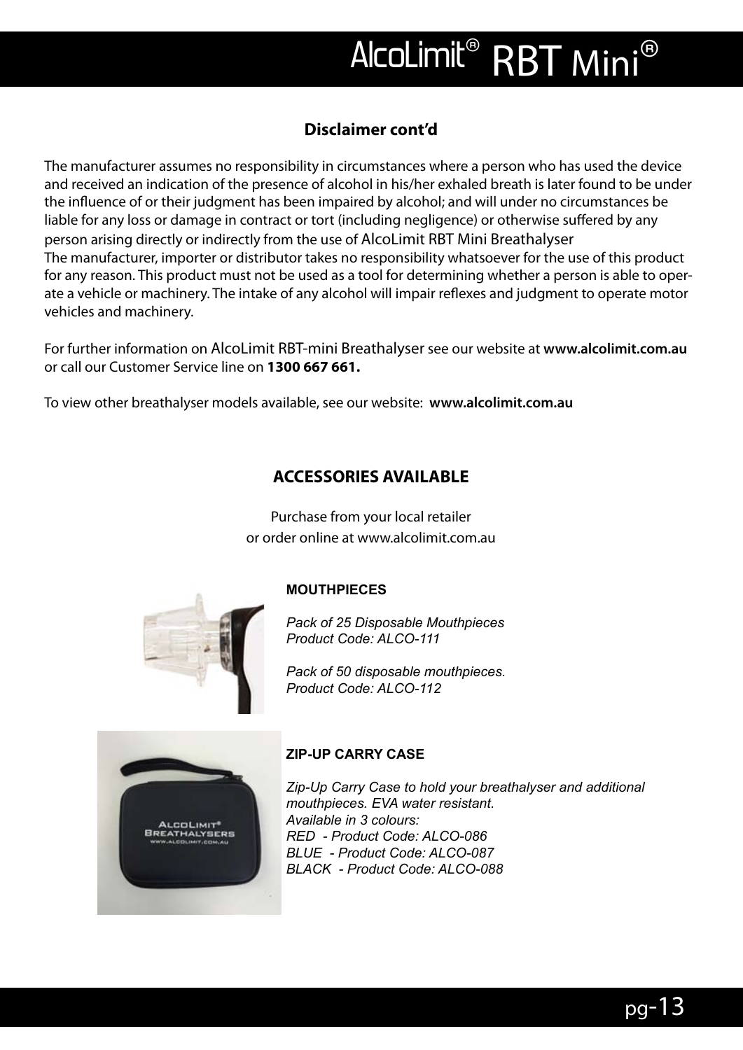### Disclaimer cont'd

The manufacturer assumes no responsibility in circumstances where a person who has used the device and received an indication of the presence of alcohol in his/her exhaled breath is later found to be under the influence of or their judgment has been impaired by alcohol; and will under no circumstances be liable for any loss or damage in contract or tort (including negligence) or otherwise suffered by any person arising directly or indirectly from the use of AlcoLimit RBT Mini Breathalyser
The manufacturer, importer or distributor takes no responsibility whatsoever for the use of this product for any reason. This product must not be used as a tool for determining whether a person is able to operate a vehicle or machinery. The intake of any alcohol will impair reflexes and judgment to operate motor vehicles and machinery.

For further information on AlcoLimit RBT-mini Breathalyser see our website at **www.alcolimit.com.au** or call our Customer Service line on **1300 667 661.**

To view other breathalyser models available, see our website: **www.alcolimit.com.au**

### ACCESSORIES AVAILABLE

Purchase from your local retailer
or order online at www.alcolimit.com.au

**MOUTHPIECES**

*Pack of 25 Disposable Mouthpieces*
*Product Code: ALCO-111*

*Pack of 50 disposable mouthpieces.*
*Product Code: ALCO-112*

**ZIP-UP CARRY CASE**

*Zip-Up Carry Case to hold your breathalyser and additional mouthpieces. EVA water resistant.*
*Available in 3 colours:*
*RED - Product Code: ALCO-086*
*BLUE - Product Code: ALCO-087*
*BLACK - Product Code: ALCO-088*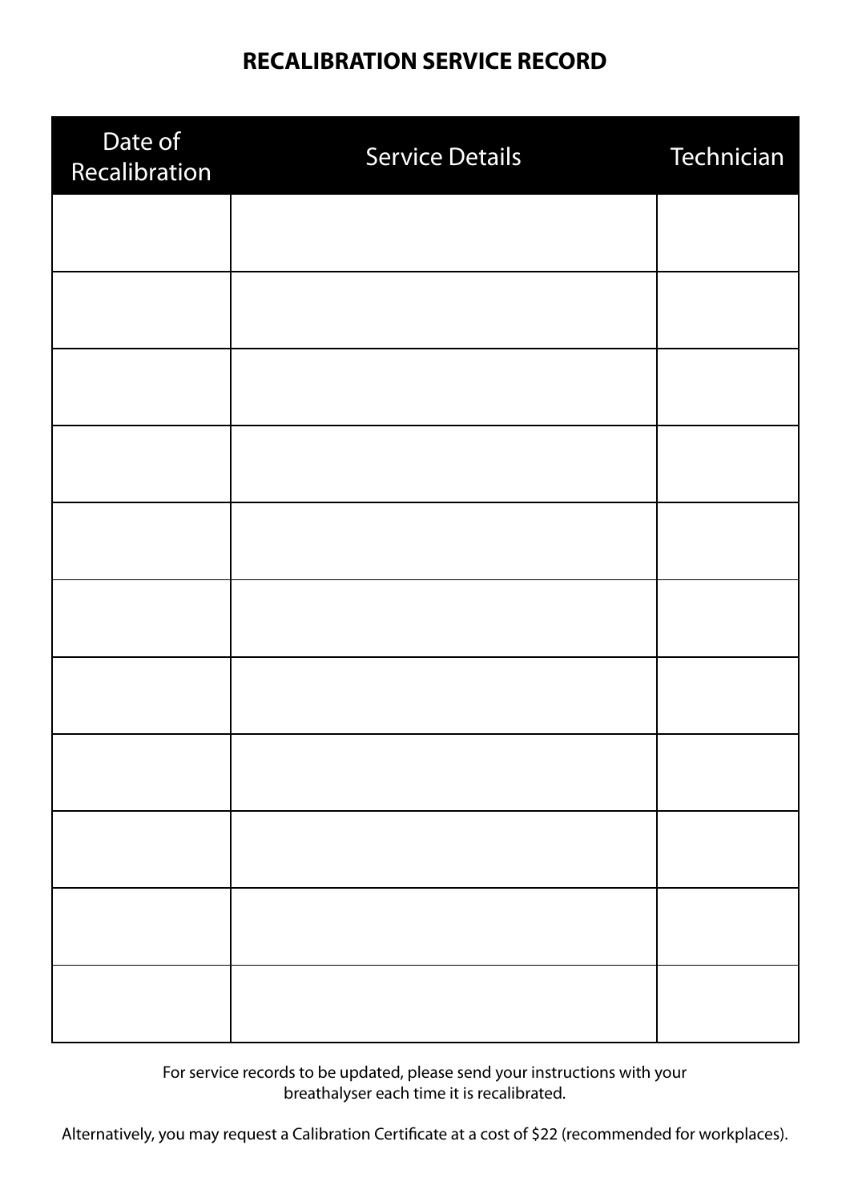# RECALIBRATION SERVICE RECORD

| Date of Recalibration | Service Details | Technician |
|---|---|---|
| | | |
| | | |
| | | |
| | | |
| | | |
| | | |
| | | |
| | | |
| | | |
| | | |
| | | |

For service records to be updated, please send your instructions with your breathalyser each time it is recalibrated.

Alternatively, you may request a Calibration Certificate at a cost of $22 (recommended for workplaces).